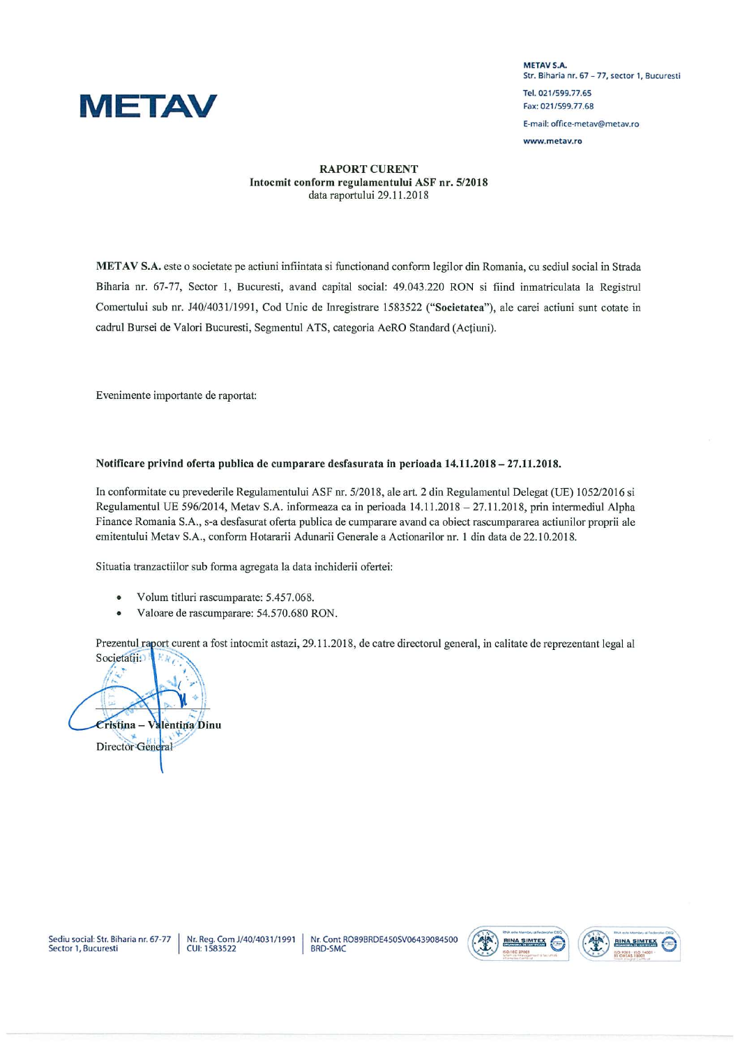METAV

**METAV S.A.**
Str. Biharia nr. 67 – 77, sector 1, Bucuresti

Tel. 021/599.77.65
Fax: 021/599.77.68

E-mail: office-metav@metav.ro

www.metav.ro

**RAPORT CURENT**
**Intocmit conform regulamentului ASF nr. 5/2018**
data raportului 29.11.2018

**METAV S.A.** este o societate pe actiuni infiintata si functionand conform legilor din Romania, cu sediul social in Strada Biharia nr. 67-77, Sector 1, Bucuresti, avand capital social: 49.043.220 RON si fiind inmatriculata la Registrul Comertului sub nr. J40/4031/1991, Cod Unic de Inregistrare 1583522 (**"Societatea"**), ale carei actiuni sunt cotate in cadrul Bursei de Valori Bucuresti, Segmentul ATS, categoria AeRO Standard (Acțiuni).

Evenimente importante de raportat:

**Notificare privind oferta publica de cumparare desfasurata in perioada 14.11.2018 – 27.11.2018.**

In conformitate cu prevederile Regulamentului ASF nr. 5/2018, ale art. 2 din Regulamentul Delegat (UE) 1052/2016 si Regulamentul UE 596/2014, Metav S.A. informeaza ca in perioada 14.11.2018 – 27.11.2018, prin intermediul Alpha Finance Romania S.A., s-a desfasurat oferta publica de cumparare avand ca obiect rascumpararea actiunilor proprii ale emitentului Metav S.A., conform Hotararii Adunarii Generale a Actionarilor nr. 1 din data de 22.10.2018.

Situatia tranzactiilor sub forma agregata la data inchiderii ofertei:

- Volum titluri rascumparate: 5.457.068.
- Valoare de rascumparare: 54.570.680 RON.

Prezentul raport curent a fost intocmit astazi, 29.11.2018, de catre directorul general, in calitate de reprezentant legal al Societatii:

Cristina – Valentina Dinu
Director General

Sediu social: Str. Biharia nr. 67-77 Sector 1, Bucuresti | Nr. Reg. Com J/40/4031/1991 CUI: 1583522 | Nr. Cont RO89BRDE450SV06439084500 BRD-SMC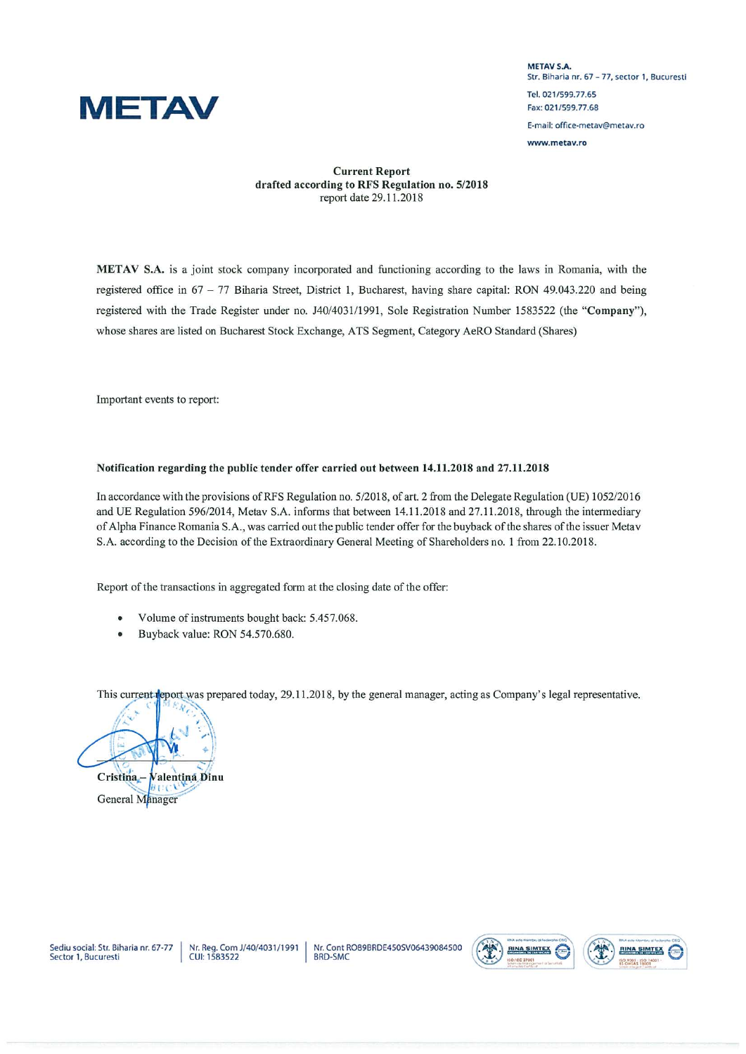METAV S.A.
Str. Biharia nr. 67 – 77, sector 1, Bucuresti

Tel. 021/599.77.65
Fax: 021/599.77.68

E-mail: office-metav@metav.ro

www.metav.ro

**Current Report**
**drafted according to RFS Regulation no. 5/2018**
report date 29.11.2018

**METAV S.A.** is a joint stock company incorporated and functioning according to the laws in Romania, with the registered office in 67 – 77 Biharia Street, District 1, Bucharest, having share capital: RON 49.043.220 and being registered with the Trade Register under no. J40/4031/1991, Sole Registration Number 1583522 (the "**Company**"), whose shares are listed on Bucharest Stock Exchange, ATS Segment, Category AeRO Standard (Shares)

Important events to report:

**Notification regarding the public tender offer carried out between 14.11.2018 and 27.11.2018**

In accordance with the provisions of RFS Regulation no. 5/2018, of art. 2 from the Delegate Regulation (UE) 1052/2016 and UE Regulation 596/2014, Metav S.A. informs that between 14.11.2018 and 27.11.2018, through the intermediary of Alpha Finance Romania S.A., was carried out the public tender offer for the buyback of the shares of the issuer Metav S.A. according to the Decision of the Extraordinary General Meeting of Shareholders no. 1 from 22.10.2018.

Report of the transactions in aggregated form at the closing date of the offer:

- Volume of instruments bought back: 5.457.068.
- Buyback value: RON 54.570.680.

This current report was prepared today, 29.11.2018, by the general manager, acting as Company's legal representative.

**Cristina – Valentina Dinu**
General Manager

Sediu social: Str. Biharia nr. 67-77 Sector 1, Bucuresti | Nr. Reg. Com J/40/4031/1991 CUI: 1583522 | Nr. Cont RO89BRDE450SV06439084500 BRD-SMC